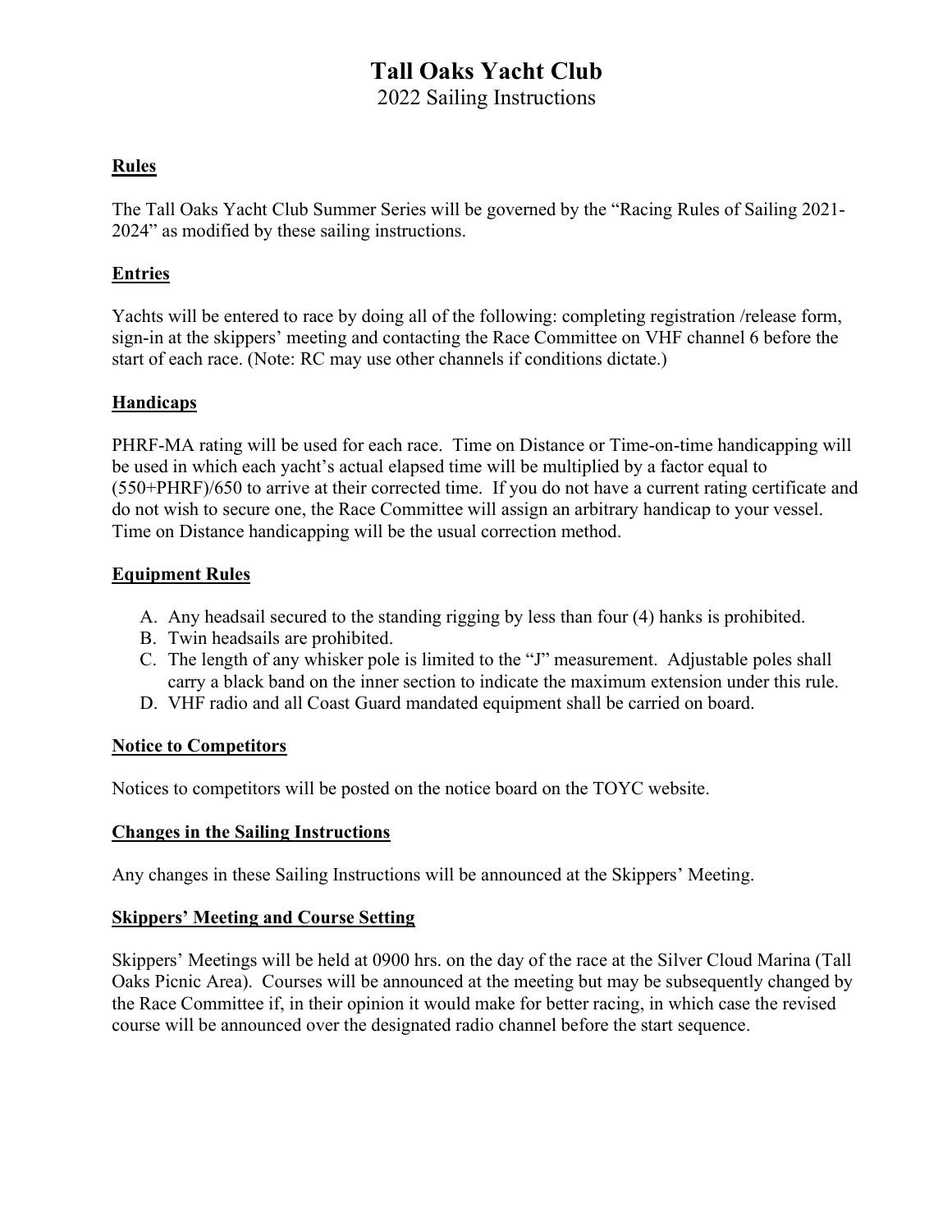# Tall Oaks Yacht Club

## 2022 Sailing Instructions

### Rules

The Tall Oaks Yacht Club Summer Series will be governed by the "Racing Rules of Sailing 2021-2024" as modified by these sailing instructions.

### Entries

Yachts will be entered to race by doing all of the following: completing registration /release form, sign-in at the skippers' meeting and contacting the Race Committee on VHF channel 6 before the start of each race. (Note: RC may use other channels if conditions dictate.)

### Handicaps

PHRF-MA rating will be used for each race. Time on Distance or Time-on-time handicapping will be used in which each yacht's actual elapsed time will be multiplied by a factor equal to (550+PHRF)/650 to arrive at their corrected time. If you do not have a current rating certificate and do not wish to secure one, the Race Committee will assign an arbitrary handicap to your vessel. Time on Distance handicapping will be the usual correction method.

### Equipment Rules

A. Any headsail secured to the standing rigging by less than four (4) hanks is prohibited.
B. Twin headsails are prohibited.
C. The length of any whisker pole is limited to the "J" measurement. Adjustable poles shall carry a black band on the inner section to indicate the maximum extension under this rule.
D. VHF radio and all Coast Guard mandated equipment shall be carried on board.

### Notice to Competitors

Notices to competitors will be posted on the notice board on the TOYC website.

### Changes in the Sailing Instructions

Any changes in these Sailing Instructions will be announced at the Skippers' Meeting.

### Skippers' Meeting and Course Setting

Skippers' Meetings will be held at 0900 hrs. on the day of the race at the Silver Cloud Marina (Tall Oaks Picnic Area). Courses will be announced at the meeting but may be subsequently changed by the Race Committee if, in their opinion it would make for better racing, in which case the revised course will be announced over the designated radio channel before the start sequence.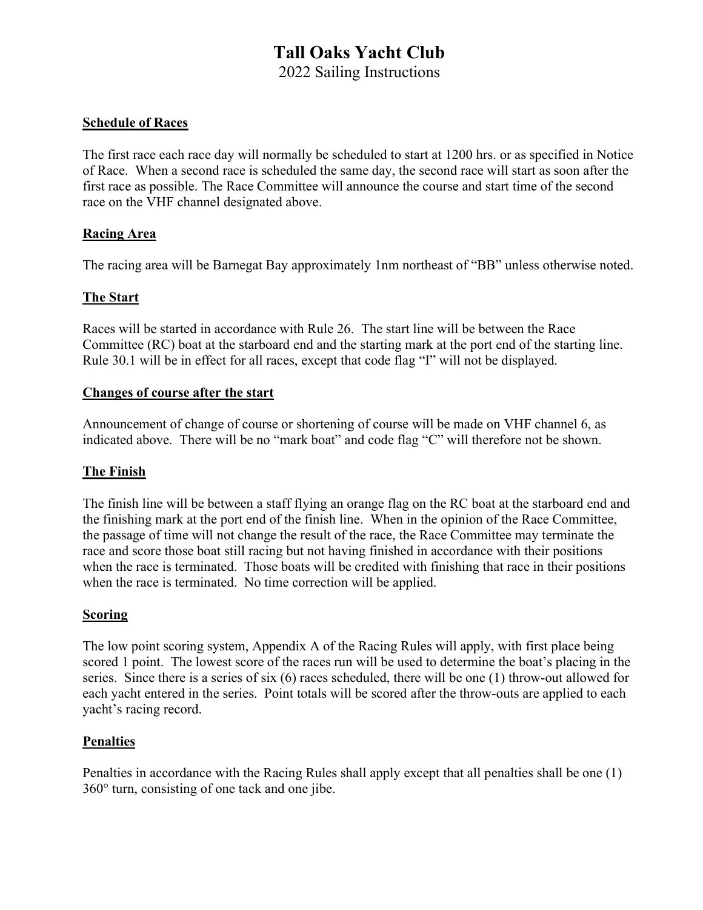# Tall Oaks Yacht Club

2022 Sailing Instructions

## Schedule of Races

The first race each race day will normally be scheduled to start at 1200 hrs. or as specified in Notice of Race. When a second race is scheduled the same day, the second race will start as soon after the first race as possible. The Race Committee will announce the course and start time of the second race on the VHF channel designated above.

## Racing Area

The racing area will be Barnegat Bay approximately 1nm northeast of "BB" unless otherwise noted.

## The Start

Races will be started in accordance with Rule 26. The start line will be between the Race Committee (RC) boat at the starboard end and the starting mark at the port end of the starting line. Rule 30.1 will be in effect for all races, except that code flag "I" will not be displayed.

## Changes of course after the start

Announcement of change of course or shortening of course will be made on VHF channel 6, as indicated above. There will be no "mark boat" and code flag "C" will therefore not be shown.

## The Finish

The finish line will be between a staff flying an orange flag on the RC boat at the starboard end and the finishing mark at the port end of the finish line. When in the opinion of the Race Committee, the passage of time will not change the result of the race, the Race Committee may terminate the race and score those boat still racing but not having finished in accordance with their positions when the race is terminated. Those boats will be credited with finishing that race in their positions when the race is terminated. No time correction will be applied.

## Scoring

The low point scoring system, Appendix A of the Racing Rules will apply, with first place being scored 1 point. The lowest score of the races run will be used to determine the boat's placing in the series. Since there is a series of six (6) races scheduled, there will be one (1) throw-out allowed for each yacht entered in the series. Point totals will be scored after the throw-outs are applied to each yacht's racing record.

## Penalties

Penalties in accordance with the Racing Rules shall apply except that all penalties shall be one (1) 360° turn, consisting of one tack and one jibe.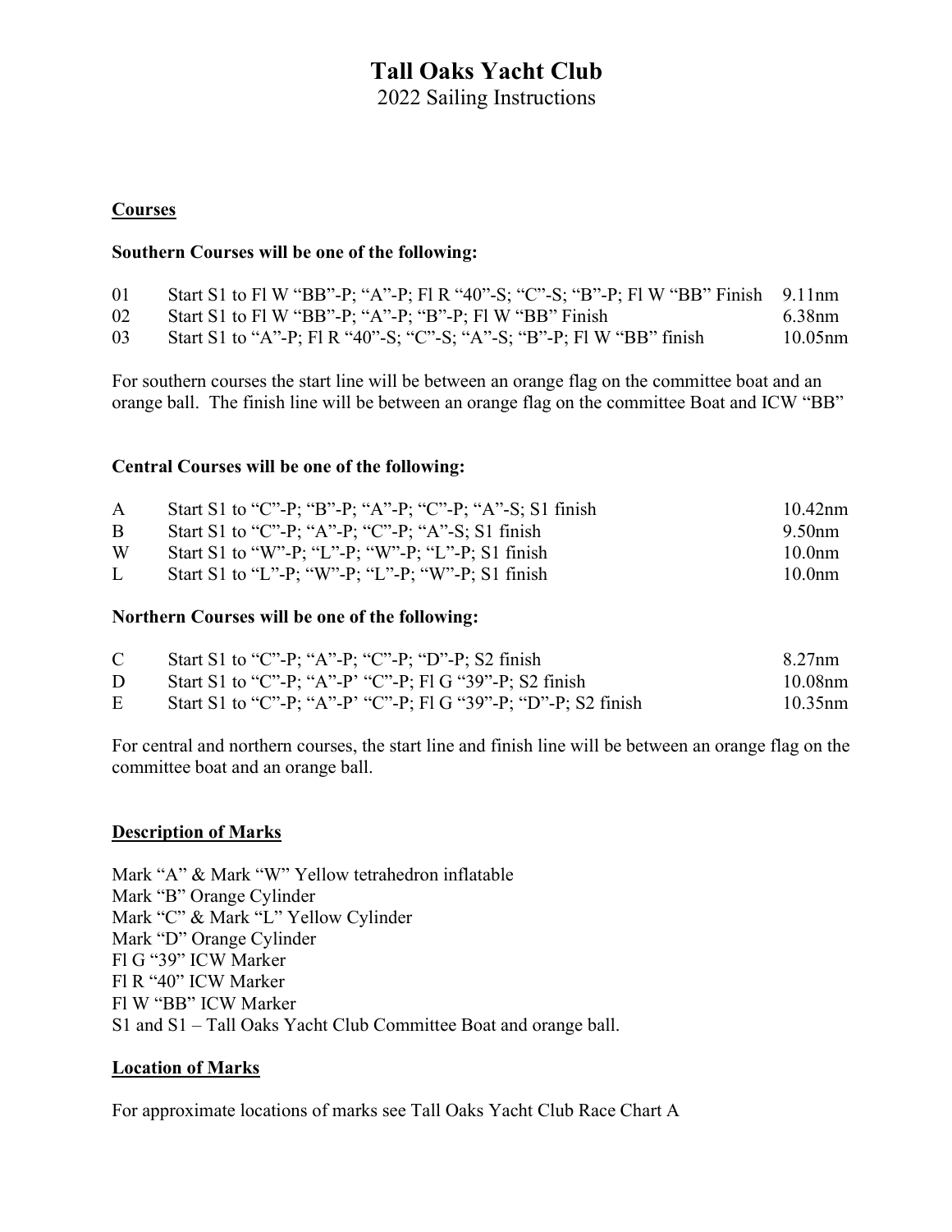# Tall Oaks Yacht Club

2022 Sailing Instructions

## Courses

### Southern Courses will be one of the following:

| | | |
|---|---|---|
| 01 | Start S1 to Fl W "BB"-P; "A"-P; Fl R "40"-S; "C"-S; "B"-P; Fl W "BB" Finish | 9.11nm |
| 02 | Start S1 to Fl W "BB"-P; "A"-P; "B"-P; Fl W "BB" Finish | 6.38nm |
| 03 | Start S1 to "A"-P; Fl R "40"-S; "C"-S; "A"-S; "B"-P; Fl W "BB" finish | 10.05nm |

For southern courses the start line will be between an orange flag on the committee boat and an orange ball. The finish line will be between an orange flag on the committee Boat and ICW "BB"

### Central Courses will be one of the following:

| | | |
|---|---|---|
| A | Start S1 to "C"-P; "B"-P; "A"-P; "C"-P; "A"-S; S1 finish | 10.42nm |
| B | Start S1 to "C"-P; "A"-P; "C"-P; "A"-S; S1 finish | 9.50nm |
| W | Start S1 to "W"-P; "L"-P; "W"-P; "L"-P; S1 finish | 10.0nm |
| L | Start S1 to "L"-P; "W"-P; "L"-P; "W"-P; S1 finish | 10.0nm |

### Northern Courses will be one of the following:

| | | |
|---|---|---|
| C | Start S1 to "C"-P; "A"-P; "C"-P; "D"-P; S2 finish | 8.27nm |
| D | Start S1 to "C"-P; "A"-P' "C"-P; Fl G "39"-P; S2 finish | 10.08nm |
| E | Start S1 to "C"-P; "A"-P' "C"-P; Fl G "39"-P; "D"-P; S2 finish | 10.35nm |

For central and northern courses, the start line and finish line will be between an orange flag on the committee boat and an orange ball.

## Description of Marks

Mark "A" & Mark "W" Yellow tetrahedron inflatable
Mark "B" Orange Cylinder
Mark "C" & Mark "L" Yellow Cylinder
Mark "D" Orange Cylinder
Fl G "39" ICW Marker
Fl R "40" ICW Marker
Fl W "BB" ICW Marker
S1 and S1 – Tall Oaks Yacht Club Committee Boat and orange ball.

## Location of Marks

For approximate locations of marks see Tall Oaks Yacht Club Race Chart A